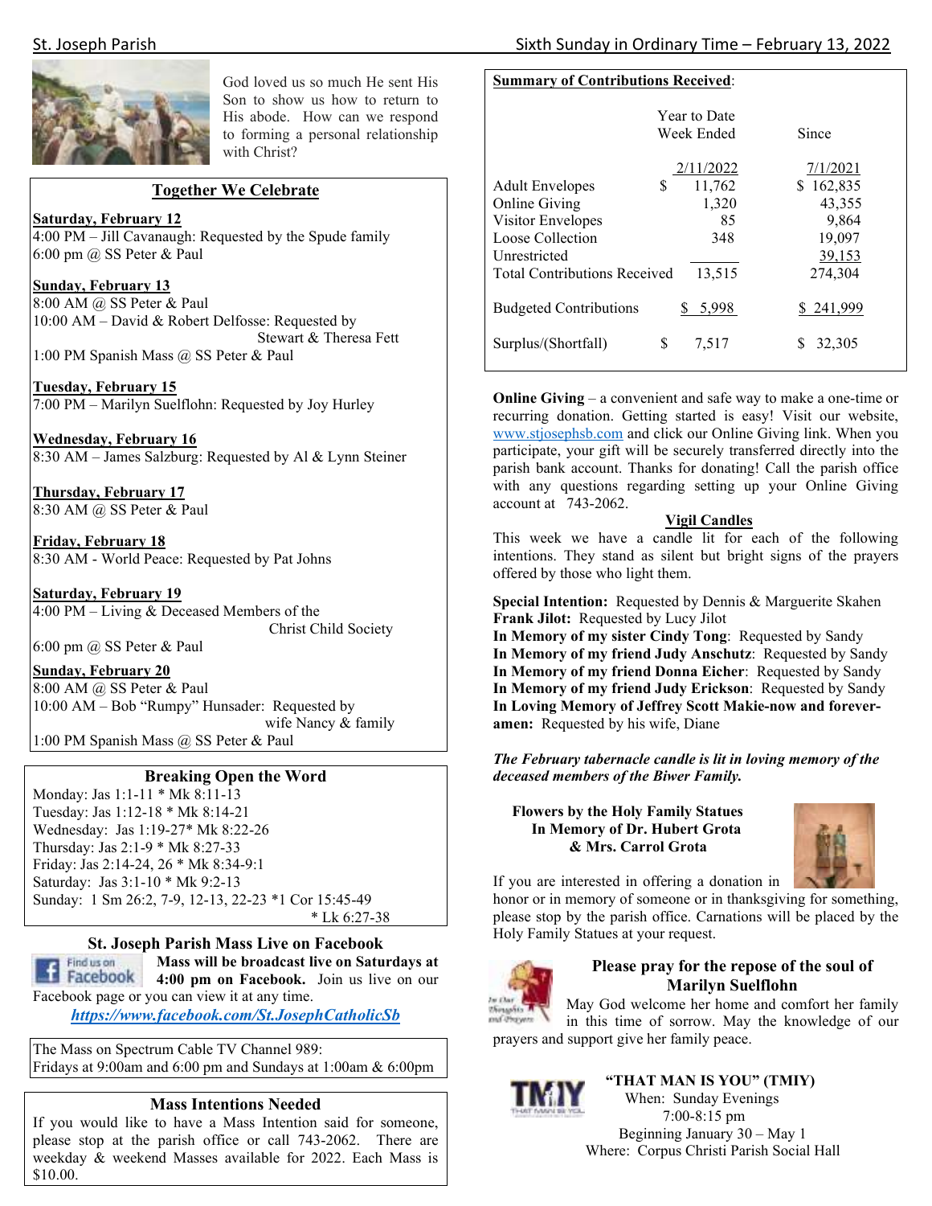God loved us so much He sent His Son to show us how to return to His abode. How can we respond to forming a personal relationship with Christ?

## Together We Celebrate

**Saturday, February 12**
4:00 PM – Jill Cavanaugh: Requested by the Spude family
6:00 pm @ SS Peter & Paul

**Sunday, February 13**
8:00 AM @ SS Peter & Paul
10:00 AM – David & Robert Delfosse: Requested by Stewart & Theresa Fett
1:00 PM Spanish Mass @ SS Peter & Paul

**Tuesday, February 15**
7:00 PM – Marilyn Suelflohn: Requested by Joy Hurley

**Wednesday, February 16**
8:30 AM – James Salzburg: Requested by Al & Lynn Steiner

**Thursday, February 17**
8:30 AM @ SS Peter & Paul

**Friday, February 18**
8:30 AM - World Peace: Requested by Pat Johns

**Saturday, February 19**
4:00 PM – Living & Deceased Members of the Christ Child Society
6:00 pm @ SS Peter & Paul

**Sunday, February 20**
8:00 AM @ SS Peter & Paul
10:00 AM – Bob "Rumpy" Hunsader: Requested by wife Nancy & family
1:00 PM Spanish Mass @ SS Peter & Paul

## Breaking Open the Word

Monday: Jas 1:1-11 * Mk 8:11-13
Tuesday: Jas 1:12-18 * Mk 8:14-21
Wednesday: Jas 1:19-27* Mk 8:22-26
Thursday: Jas 2:1-9 * Mk 8:27-33
Friday: Jas 2:14-24, 26 * Mk 8:34-9:1
Saturday: Jas 3:1-10 * Mk 9:2-13
Sunday: 1 Sm 26:2, 7-9, 12-13, 22-23 *1 Cor 15:45-49 * Lk 6:27-38

## St. Joseph Parish Mass Live on Facebook

Find us on Facebook

**Mass will be broadcast live on Saturdays at 4:00 pm on Facebook.** Join us live on our Facebook page or you can view it at any time.

***https://www.facebook.com/St.JosephCatholicSb***

The Mass on Spectrum Cable TV Channel 989:
Fridays at 9:00am and 6:00 pm and Sundays at 1:00am & 6:00pm

## Mass Intentions Needed

If you would like to have a Mass Intention said for someone, please stop at the parish office or call 743-2062. There are weekday & weekend Masses available for 2022. Each Mass is $10.00.

**Summary of Contributions Received**:

| | Year to Date Week Ended 2/11/2022 | Since 7/1/2021 |
|---|---|---|
| Adult Envelopes | $ 11,762 | $ 162,835 |
| Online Giving | 1,320 | 43,355 |
| Visitor Envelopes | 85 | 9,864 |
| Loose Collection | 348 | 19,097 |
| Unrestricted | | 39,153 |
| Total Contributions Received | 13,515 | 274,304 |
| Budgeted Contributions | $ 5,998 | $ 241,999 |
| Surplus/(Shortfall) | $ 7,517 | $ 32,305 |

**Online Giving** – a convenient and safe way to make a one-time or recurring donation. Getting started is easy! Visit our website, www.stjosephsb.com and click our Online Giving link. When you participate, your gift will be securely transferred directly into the parish bank account. Thanks for donating! Call the parish office with any questions regarding setting up your Online Giving account at 743-2062.

## Vigil Candles

This week we have a candle lit for each of the following intentions. They stand as silent but bright signs of the prayers offered by those who light them.

**Special Intention:** Requested by Dennis & Marguerite Skahen
**Frank Jilot:** Requested by Lucy Jilot
**In Memory of my sister Cindy Tong**: Requested by Sandy
**In Memory of my friend Judy Anschutz**: Requested by Sandy
**In Memory of my friend Donna Eicher**: Requested by Sandy
**In Memory of my friend Judy Erickson**: Requested by Sandy
**In Loving Memory of Jeffrey Scott Makie-now and forever-amen:** Requested by his wife, Diane

***The February tabernacle candle is lit in loving memory of the deceased members of the Biwer Family.***

**Flowers by the Holy Family Statues In Memory of Dr. Hubert Grota & Mrs. Carrol Grota**

If you are interested in offering a donation in honor or in memory of someone or in thanksgiving for something, please stop by the parish office. Carnations will be placed by the Holy Family Statues at your request.

## Please pray for the repose of the soul of Marilyn Suelflohn

May God welcome her home and comfort her family in this time of sorrow. May the knowledge of our prayers and support give her family peace.

**"THAT MAN IS YOU" (TMIY)**
When: Sunday Evenings
7:00-8:15 pm
Beginning January 30 – May 1
Where: Corpus Christi Parish Social Hall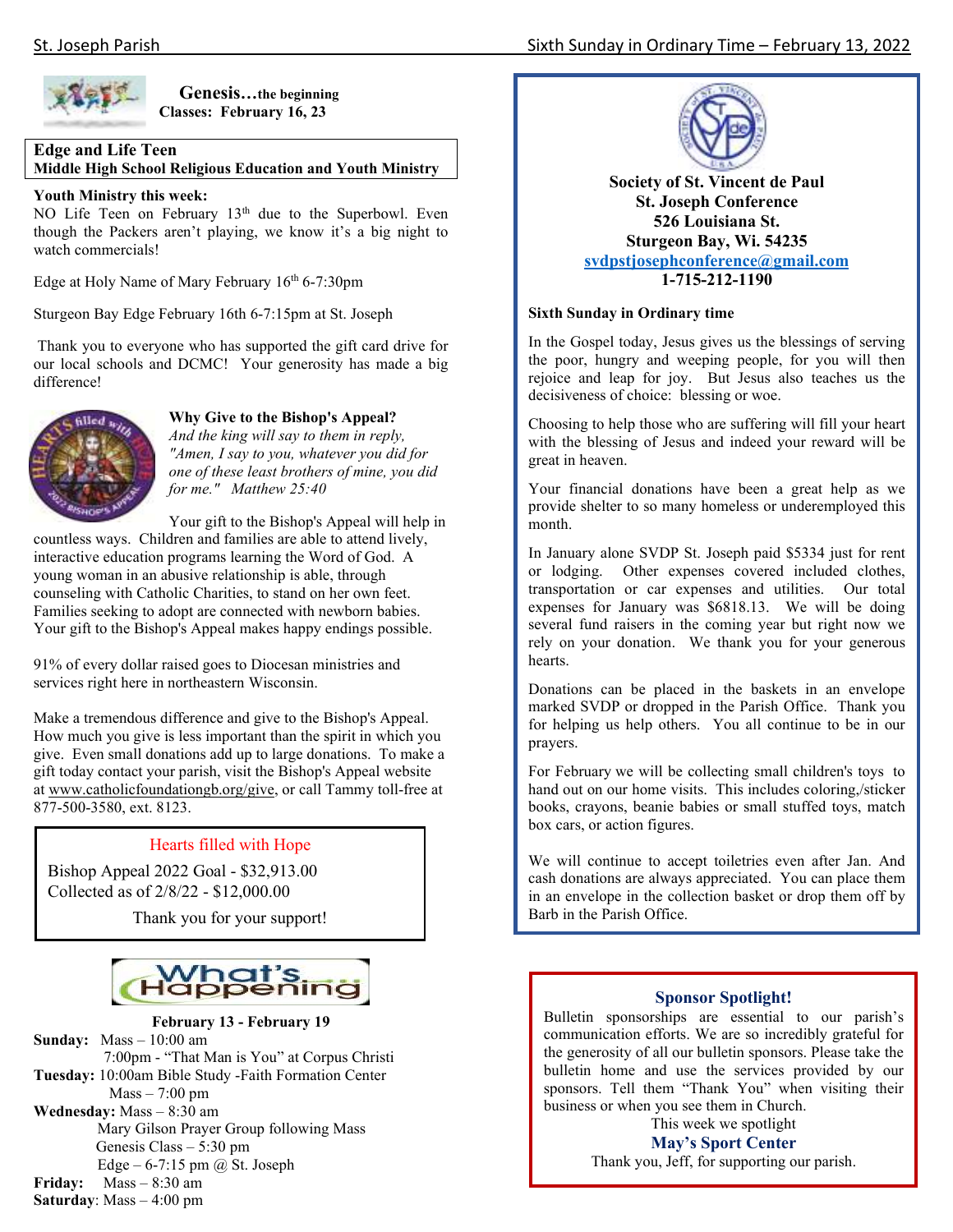**Genesis…the beginning**
**Classes: February 16, 23**

## Edge and Life Teen
**Middle High School Religious Education and Youth Ministry**

**Youth Ministry this week:**
NO Life Teen on February 13th due to the Superbowl. Even though the Packers aren't playing, we know it's a big night to watch commercials!

Edge at Holy Name of Mary February 16th 6-7:30pm

Sturgeon Bay Edge February 16th 6-7:15pm at St. Joseph

Thank you to everyone who has supported the gift card drive for our local schools and DCMC! Your generosity has made a big difference!

**Why Give to the Bishop's Appeal?**
*And the king will say to them in reply, "Amen, I say to you, whatever you did for one of these least brothers of mine, you did for me." Matthew 25:40*

Your gift to the Bishop's Appeal will help in countless ways. Children and families are able to attend lively, interactive education programs learning the Word of God. A young woman in an abusive relationship is able, through counseling with Catholic Charities, to stand on her own feet. Families seeking to adopt are connected with newborn babies. Your gift to the Bishop's Appeal makes happy endings possible.

91% of every dollar raised goes to Diocesan ministries and services right here in northeastern Wisconsin.

Make a tremendous difference and give to the Bishop's Appeal. How much you give is less important than the spirit in which you give. Even small donations add up to large donations. To make a gift today contact your parish, visit the Bishop's Appeal website at www.catholicfoundationgb.org/give, or call Tammy toll-free at 877-500-3580, ext. 8123.

**Hearts filled with Hope**
Bishop Appeal 2022 Goal - $32,913.00
Collected as of 2/8/22 - $12,000.00
Thank you for your support!

## What's Happening

**February 13 - February 19**

**Sunday:** Mass – 10:00 am
7:00pm - "That Man is You" at Corpus Christi
**Tuesday:** 10:00am Bible Study -Faith Formation Center
Mass – 7:00 pm
**Wednesday:** Mass – 8:30 am
Mary Gilson Prayer Group following Mass
Genesis Class – 5:30 pm
Edge – 6-7:15 pm @ St. Joseph
**Friday:** Mass – 8:30 am
**Saturday**: Mass – 4:00 pm

**Society of St. Vincent de Paul**
**St. Joseph Conference**
**526 Louisiana St.**
**Sturgeon Bay, Wi. 54235**
**svdpstjosephconference@gmail.com**
**1-715-212-1190**

**Sixth Sunday in Ordinary time**

In the Gospel today, Jesus gives us the blessings of serving the poor, hungry and weeping people, for you will then rejoice and leap for joy. But Jesus also teaches us the decisiveness of choice: blessing or woe.

Choosing to help those who are suffering will fill your heart with the blessing of Jesus and indeed your reward will be great in heaven.

Your financial donations have been a great help as we provide shelter to so many homeless or underemployed this month.

In January alone SVDP St. Joseph paid $5334 just for rent or lodging. Other expenses covered included clothes, transportation or car expenses and utilities. Our total expenses for January was $6818.13. We will be doing several fund raisers in the coming year but right now we rely on your donation. We thank you for your generous hearts.

Donations can be placed in the baskets in an envelope marked SVDP or dropped in the Parish Office. Thank you for helping us help others. You all continue to be in our prayers.

For February we will be collecting small children's toys to hand out on our home visits. This includes coloring,/sticker books, crayons, beanie babies or small stuffed toys, match box cars, or action figures.

We will continue to accept toiletries even after Jan. And cash donations are always appreciated. You can place them in an envelope in the collection basket or drop them off by Barb in the Parish Office.

**Sponsor Spotlight!**

Bulletin sponsorships are essential to our parish's communication efforts. We are so incredibly grateful for the generosity of all our bulletin sponsors. Please take the bulletin home and use the services provided by our sponsors. Tell them "Thank You" when visiting their business or when you see them in Church.

This week we spotlight
**May's Sport Center**
Thank you, Jeff, for supporting our parish.